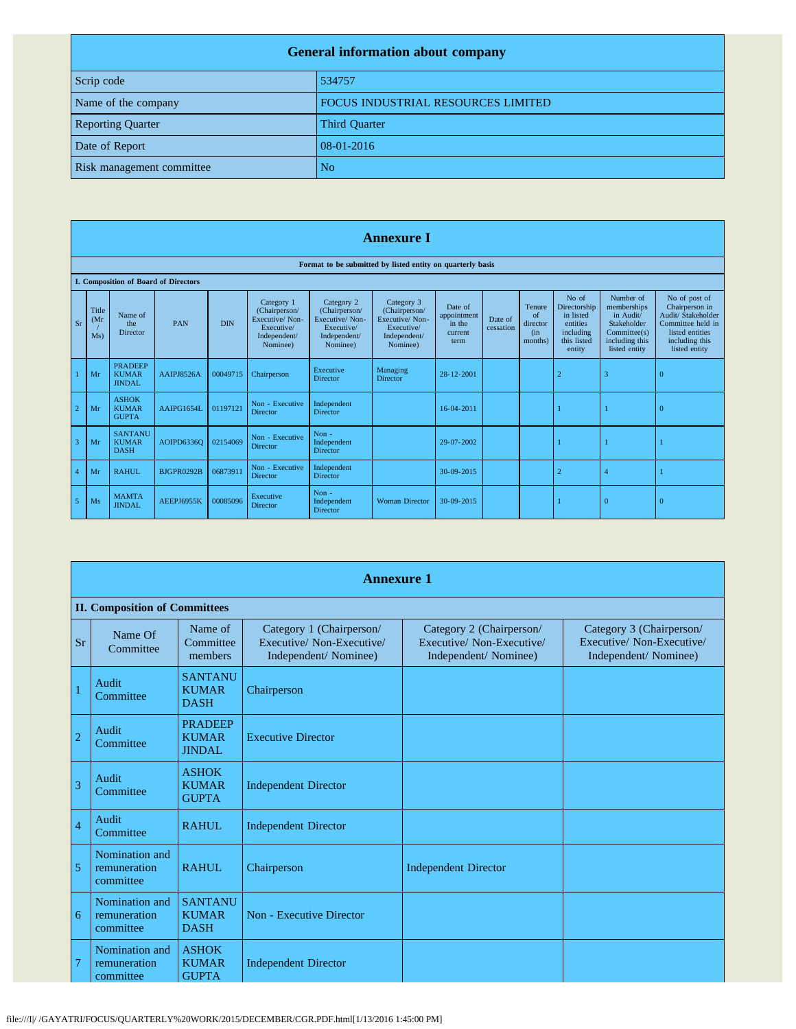## General information about company

| Field | Value |
|---|---|
| Scrip code | 534757 |
| Name of the company | FOCUS INDUSTRIAL RESOURCES LIMITED |
| Reporting Quarter | Third Quarter |
| Date of Report | 08-01-2016 |
| Risk management committee | No |

## Annexure I

**Format to be submitted by listed entity on quarterly basis**

**I. Composition of Board of Directors**

| Sr | Title (Mr / Ms) | Name of the Director | PAN | DIN | Category 1 (Chairperson/ Executive/ Non-Executive/ Independent/ Nominee) | Category 2 (Chairperson/ Executive/ Non-Executive/ Independent/ Nominee) | Category 3 (Chairperson/ Executive/ Non-Executive/ Independent/ Nominee) | Date of appointment in the current term | Date of cessation | Tenure of director (in months) | No of Directorship in listed entities including this listed entity | Number of memberships in Audit/ Stakeholder Committee(s) including this listed entity | No of post of Chairperson in Audit/ Stakeholder Committee held in listed entities including this listed entity |
|---|---|---|---|---|---|---|---|---|---|---|---|---|---|
| 1 | Mr | PRADEEP KUMAR JINDAL | AAIPJ8526A | 00049715 | Chairperson | Executive Director | Managing Director | 28-12-2001 | | | 2 | 3 | 0 |
| 2 | Mr | ASHOK KUMAR GUPTA | AAIPG1654L | 01197121 | Non - Executive Director | Independent Director | | 16-04-2011 | | | 1 | 1 | 0 |
| 3 | Mr | SANTANU KUMAR DASH | AOIPD6336Q | 02154069 | Non - Executive Director | Non - Independent Director | | 29-07-2002 | | | 1 | 1 | 1 |
| 4 | Mr | RAHUL | BJGPR0292B | 06873911 | Non - Executive Director | Independent Director | | 30-09-2015 | | | 2 | 4 | 1 |
| 5 | Ms | MAMTA JINDAL | AEEPJ6955K | 00085096 | Executive Director | Non - Independent Director | Woman Director | 30-09-2015 | | | 1 | 0 | 0 |

## Annexure 1

**II. Composition of Committees**

| Sr | Name Of Committee | Name of Committee members | Category 1 (Chairperson/ Executive/ Non-Executive/ Independent/ Nominee) | Category 2 (Chairperson/ Executive/ Non-Executive/ Independent/ Nominee) | Category 3 (Chairperson/ Executive/ Non-Executive/ Independent/ Nominee) |
|---|---|---|---|---|---|
| 1 | Audit Committee | SANTANU KUMAR DASH | Chairperson | | |
| 2 | Audit Committee | PRADEEP KUMAR JINDAL | Executive Director | | |
| 3 | Audit Committee | ASHOK KUMAR GUPTA | Independent Director | | |
| 4 | Audit Committee | RAHUL | Independent Director | | |
| 5 | Nomination and remuneration committee | RAHUL | Chairperson | Independent Director | |
| 6 | Nomination and remuneration committee | SANTANU KUMAR DASH | Non - Executive Director | | |
| 7 | Nomination and remuneration committee | ASHOK KUMAR GUPTA | Independent Director | | |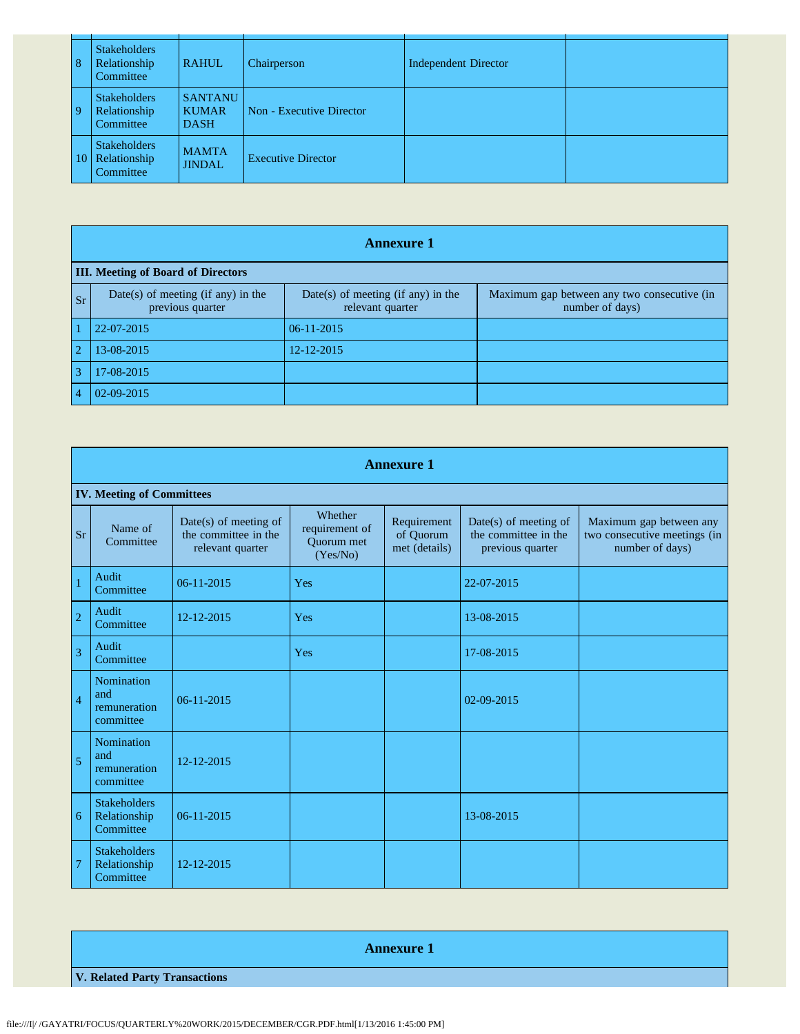| 8 | Stakeholders Relationship Committee | RAHUL | Chairperson | Independent Director | |
|---|---|---|---|---|---|
| 9 | Stakeholders Relationship Committee | SANTANU KUMAR DASH | Non - Executive Director | | |
| 10 | Stakeholders Relationship Committee | MAMTA JINDAL | Executive Director | | |

## Annexure 1

**III. Meeting of Board of Directors**

| Sr | Date(s) of meeting (if any) in the previous quarter | Date(s) of meeting (if any) in the relevant quarter | Maximum gap between any two consecutive (in number of days) |
|---|---|---|---|
| 1 | 22-07-2015 | 06-11-2015 | |
| 2 | 13-08-2015 | 12-12-2015 | |
| 3 | 17-08-2015 | | |
| 4 | 02-09-2015 | | |

## Annexure 1

**IV. Meeting of Committees**

| Sr | Name of Committee | Date(s) of meeting of the committee in the relevant quarter | Whether requirement of Quorum met (Yes/No) | Requirement of Quorum met (details) | Date(s) of meeting of the committee in the previous quarter | Maximum gap between any two consecutive meetings (in number of days) |
|---|---|---|---|---|---|---|
| 1 | Audit Committee | 06-11-2015 | Yes | | 22-07-2015 | |
| 2 | Audit Committee | 12-12-2015 | Yes | | 13-08-2015 | |
| 3 | Audit Committee | | Yes | | 17-08-2015 | |
| 4 | Nomination and remuneration committee | 06-11-2015 | | | 02-09-2015 | |
| 5 | Nomination and remuneration committee | 12-12-2015 | | | | |
| 6 | Stakeholders Relationship Committee | 06-11-2015 | | | 13-08-2015 | |
| 7 | Stakeholders Relationship Committee | 12-12-2015 | | | | |

## Annexure 1

**V. Related Party Transactions**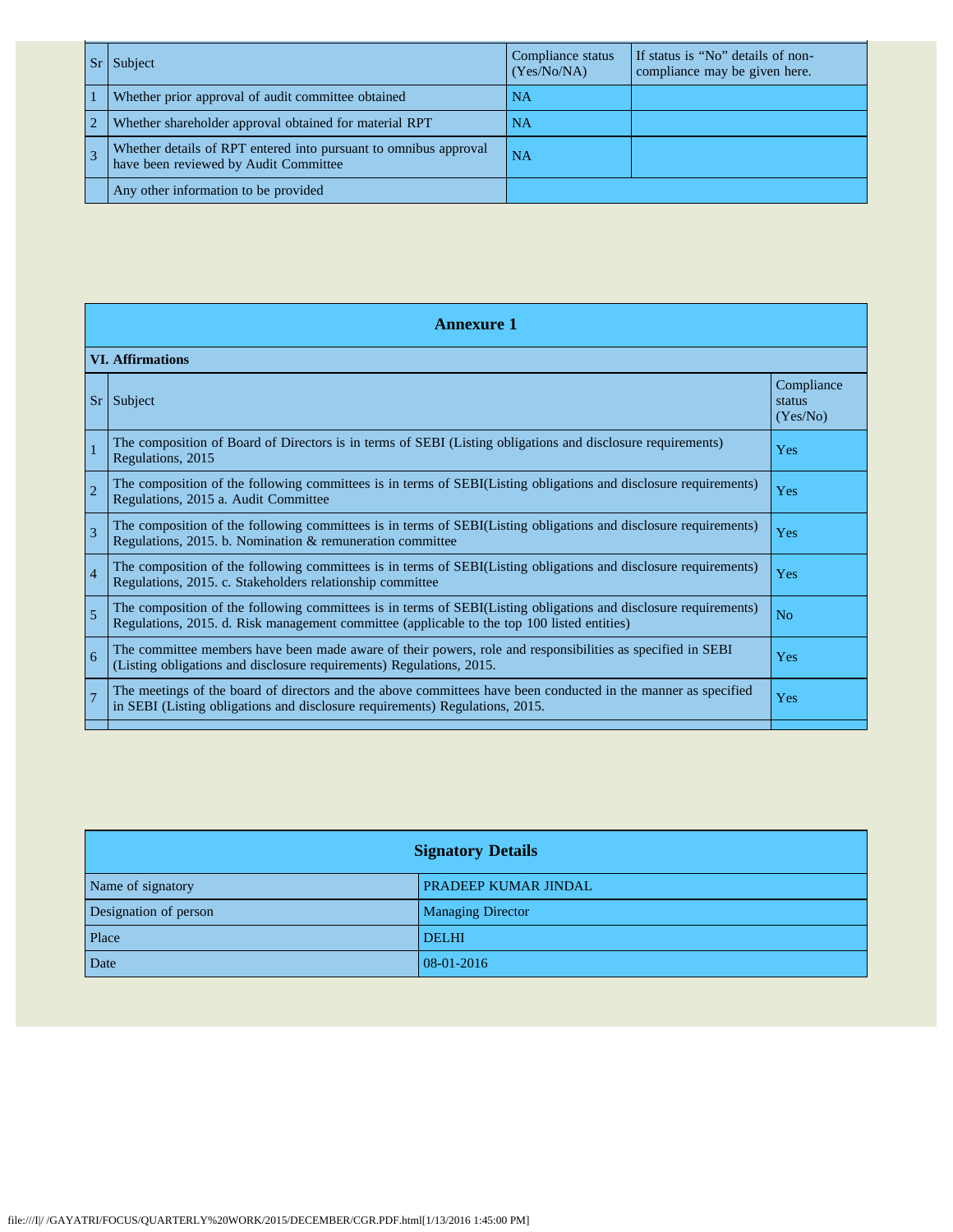| Sr | Subject | Compliance status (Yes/No/NA) | If status is "No" details of non-compliance may be given here. |
|---|---|---|---|
| 1 | Whether prior approval of audit committee obtained | NA | |
| 2 | Whether shareholder approval obtained for material RPT | NA | |
| 3 | Whether details of RPT entered into pursuant to omnibus approval have been reviewed by Audit Committee | NA | |
| | Any other information to be provided | | |

## Annexure 1

**VI. Affirmations**

| Sr | Subject | Compliance status (Yes/No) |
|---|---|---|
| 1 | The composition of Board of Directors is in terms of SEBI (Listing obligations and disclosure requirements) Regulations, 2015 | Yes |
| 2 | The composition of the following committees is in terms of SEBI(Listing obligations and disclosure requirements) Regulations, 2015 a. Audit Committee | Yes |
| 3 | The composition of the following committees is in terms of SEBI(Listing obligations and disclosure requirements) Regulations, 2015. b. Nomination & remuneration committee | Yes |
| 4 | The composition of the following committees is in terms of SEBI(Listing obligations and disclosure requirements) Regulations, 2015. c. Stakeholders relationship committee | Yes |
| 5 | The composition of the following committees is in terms of SEBI(Listing obligations and disclosure requirements) Regulations, 2015. d. Risk management committee (applicable to the top 100 listed entities) | No |
| 6 | The committee members have been made aware of their powers, role and responsibilities as specified in SEBI (Listing obligations and disclosure requirements) Regulations, 2015. | Yes |
| 7 | The meetings of the board of directors and the above committees have been conducted in the manner as specified in SEBI (Listing obligations and disclosure requirements) Regulations, 2015. | Yes |

## Signatory Details

| | |
|---|---|
| Name of signatory | PRADEEP KUMAR JINDAL |
| Designation of person | Managing Director |
| Place | DELHI |
| Date | 08-01-2016 |